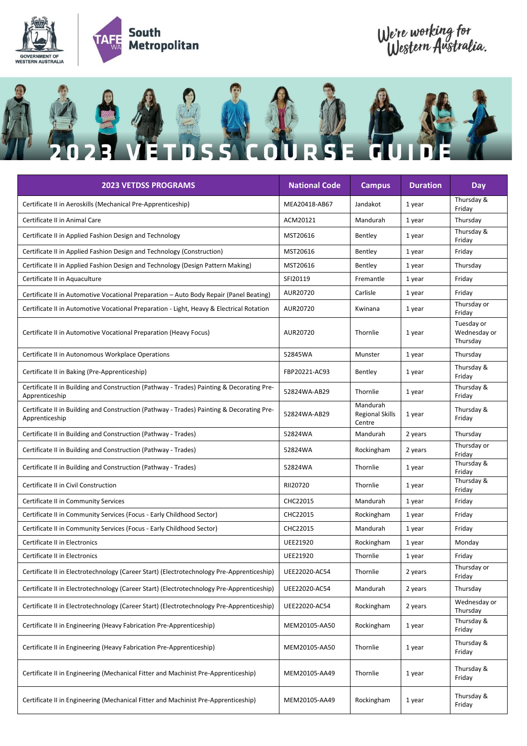# 2023 VETDSS COURSE GUIDE

| 2023 VETDSS PROGRAMS | National Code | Campus | Duration | Day |
|---|---|---|---|---|
| Certificate II in Aeroskills (Mechanical Pre-Apprenticeship) | MEA20418-AB67 | Jandakot | 1 year | Thursday & Friday |
| Certificate II in Animal Care | ACM20121 | Mandurah | 1 year | Thursday |
| Certificate II in Applied Fashion Design and Technology | MST20616 | Bentley | 1 year | Thursday & Friday |
| Certificate II in Applied Fashion Design and Technology (Construction) | MST20616 | Bentley | 1 year | Friday |
| Certificate II in Applied Fashion Design and Technology (Design Pattern Making) | MST20616 | Bentley | 1 year | Thursday |
| Certificate II in Aquaculture | SFI20119 | Fremantle | 1 year | Friday |
| Certificate II in Automotive Vocational Preparation – Auto Body Repair (Panel Beating) | AUR20720 | Carlisle | 1 year | Friday |
| Certificate II in Automotive Vocational Preparation - Light, Heavy & Electrical Rotation | AUR20720 | Kwinana | 1 year | Thursday or Friday |
| Certificate II in Automotive Vocational Preparation (Heavy Focus) | AUR20720 | Thornlie | 1 year | Tuesday or Wednesday or Thursday |
| Certificate II in Autonomous Workplace Operations | 52845WA | Munster | 1 year | Thursday |
| Certificate II in Baking (Pre-Apprenticeship) | FBP20221-AC93 | Bentley | 1 year | Thursday & Friday |
| Certificate II in Building and Construction (Pathway - Trades) Painting & Decorating Pre-Apprenticeship | 52824WA-AB29 | Thornlie | 1 year | Thursday & Friday |
| Certificate II in Building and Construction (Pathway - Trades) Painting & Decorating Pre-Apprenticeship | 52824WA-AB29 | Mandurah Regional Skills Centre | 1 year | Thursday & Friday |
| Certificate II in Building and Construction (Pathway - Trades) | 52824WA | Mandurah | 2 years | Thursday |
| Certificate II in Building and Construction (Pathway - Trades) | 52824WA | Rockingham | 2 years | Thursday or Friday |
| Certificate II in Building and Construction (Pathway - Trades) | 52824WA | Thornlie | 1 year | Thursday & Friday |
| Certificate II in Civil Construction | RII20720 | Thornlie | 1 year | Thursday & Friday |
| Certificate II in Community Services | CHC22015 | Mandurah | 1 year | Friday |
| Certificate II in Community Services (Focus - Early Childhood Sector) | CHC22015 | Rockingham | 1 year | Friday |
| Certificate II in Community Services (Focus - Early Childhood Sector) | CHC22015 | Mandurah | 1 year | Friday |
| Certificate II in Electronics | UEE21920 | Rockingham | 1 year | Monday |
| Certificate II in Electronics | UEE21920 | Thornlie | 1 year | Friday |
| Certificate II in Electrotechnology (Career Start) (Electrotechnology Pre-Apprenticeship) | UEE22020-AC54 | Thornlie | 2 years | Thursday or Friday |
| Certificate II in Electrotechnology (Career Start) (Electrotechnology Pre-Apprenticeship) | UEE22020-AC54 | Mandurah | 2 years | Thursday |
| Certificate II in Electrotechnology (Career Start) (Electrotechnology Pre-Apprenticeship) | UEE22020-AC54 | Rockingham | 2 years | Wednesday or Thursday |
| Certificate II in Engineering (Heavy Fabrication Pre-Apprenticeship) | MEM20105-AA50 | Rockingham | 1 year | Thursday & Friday |
| Certificate II in Engineering (Heavy Fabrication Pre-Apprenticeship) | MEM20105-AA50 | Thornlie | 1 year | Thursday & Friday |
| Certificate II in Engineering (Mechanical Fitter and Machinist Pre-Apprenticeship) | MEM20105-AA49 | Thornlie | 1 year | Thursday & Friday |
| Certificate II in Engineering (Mechanical Fitter and Machinist Pre-Apprenticeship) | MEM20105-AA49 | Rockingham | 1 year | Thursday & Friday |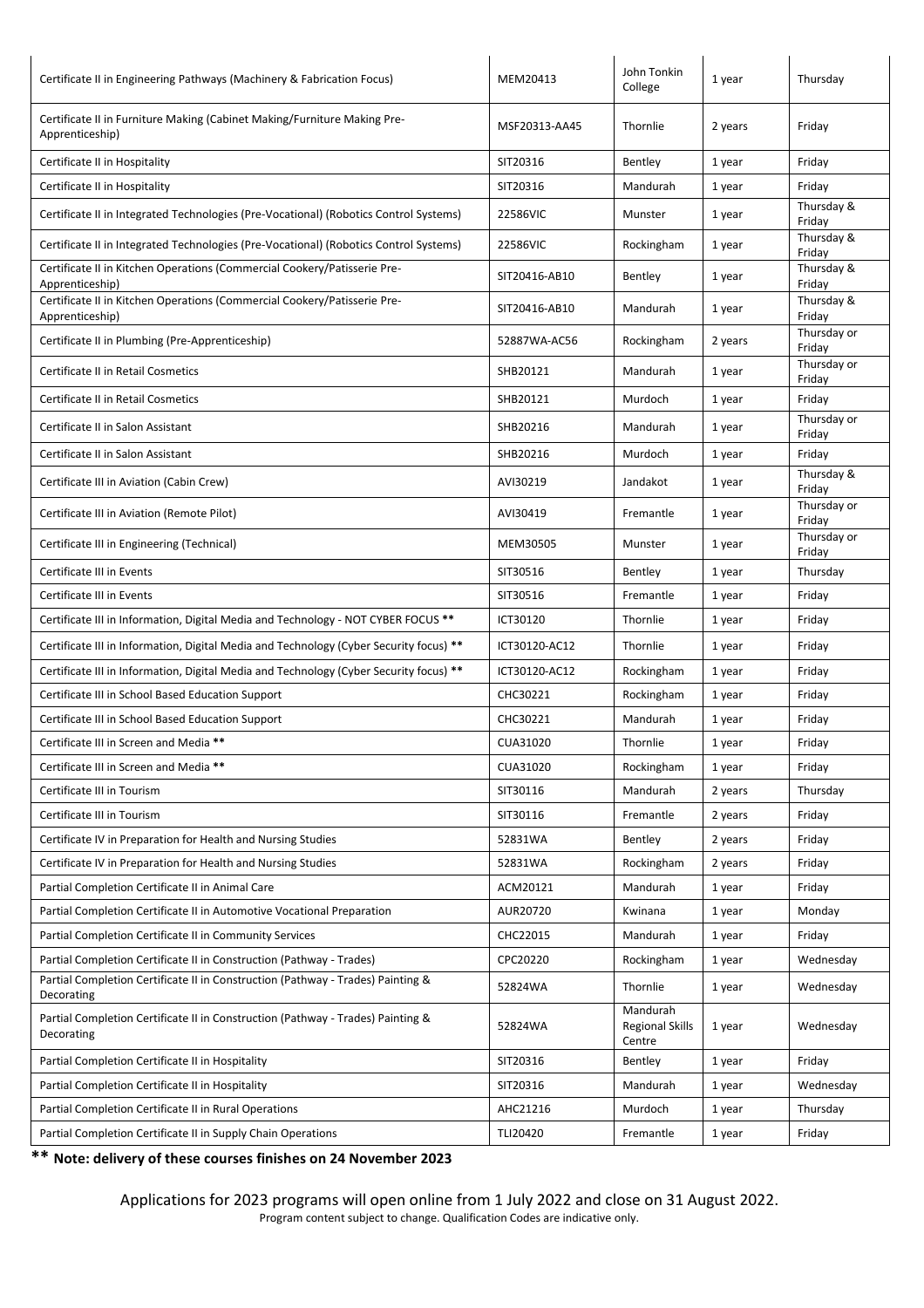| | | | | |
|---|---|---|---|---|
| Certificate II in Engineering Pathways (Machinery & Fabrication Focus) | MEM20413 | John Tonkin College | 1 year | Thursday |
| Certificate II in Furniture Making (Cabinet Making/Furniture Making Pre-Apprenticeship) | MSF20313-AA45 | Thornlie | 2 years | Friday |
| Certificate II in Hospitality | SIT20316 | Bentley | 1 year | Friday |
| Certificate II in Hospitality | SIT20316 | Mandurah | 1 year | Friday |
| Certificate II in Integrated Technologies (Pre-Vocational) (Robotics Control Systems) | 22586VIC | Munster | 1 year | Thursday & Friday |
| Certificate II in Integrated Technologies (Pre-Vocational) (Robotics Control Systems) | 22586VIC | Rockingham | 1 year | Thursday & Friday |
| Certificate II in Kitchen Operations (Commercial Cookery/Patisserie Pre-Apprenticeship) | SIT20416-AB10 | Bentley | 1 year | Thursday & Friday |
| Certificate II in Kitchen Operations (Commercial Cookery/Patisserie Pre-Apprenticeship) | SIT20416-AB10 | Mandurah | 1 year | Thursday & Friday |
| Certificate II in Plumbing (Pre-Apprenticeship) | 52887WA-AC56 | Rockingham | 2 years | Thursday or Friday |
| Certificate II in Retail Cosmetics | SHB20121 | Mandurah | 1 year | Thursday or Friday |
| Certificate II in Retail Cosmetics | SHB20121 | Murdoch | 1 year | Friday |
| Certificate II in Salon Assistant | SHB20216 | Mandurah | 1 year | Thursday or Friday |
| Certificate II in Salon Assistant | SHB20216 | Murdoch | 1 year | Friday |
| Certificate III in Aviation (Cabin Crew) | AVI30219 | Jandakot | 1 year | Thursday & Friday |
| Certificate III in Aviation (Remote Pilot) | AVI30419 | Fremantle | 1 year | Thursday or Friday |
| Certificate III in Engineering (Technical) | MEM30505 | Munster | 1 year | Thursday or Friday |
| Certificate III in Events | SIT30516 | Bentley | 1 year | Thursday |
| Certificate III in Events | SIT30516 | Fremantle | 1 year | Friday |
| Certificate III in Information, Digital Media and Technology - NOT CYBER FOCUS ** | ICT30120 | Thornlie | 1 year | Friday |
| Certificate III in Information, Digital Media and Technology (Cyber Security focus) ** | ICT30120-AC12 | Thornlie | 1 year | Friday |
| Certificate III in Information, Digital Media and Technology (Cyber Security focus) ** | ICT30120-AC12 | Rockingham | 1 year | Friday |
| Certificate III in School Based Education Support | CHC30221 | Rockingham | 1 year | Friday |
| Certificate III in School Based Education Support | CHC30221 | Mandurah | 1 year | Friday |
| Certificate III in Screen and Media ** | CUA31020 | Thornlie | 1 year | Friday |
| Certificate III in Screen and Media ** | CUA31020 | Rockingham | 1 year | Friday |
| Certificate III in Tourism | SIT30116 | Mandurah | 2 years | Thursday |
| Certificate III in Tourism | SIT30116 | Fremantle | 2 years | Friday |
| Certificate IV in Preparation for Health and Nursing Studies | 52831WA | Bentley | 2 years | Friday |
| Certificate IV in Preparation for Health and Nursing Studies | 52831WA | Rockingham | 2 years | Friday |
| Partial Completion Certificate II in Animal Care | ACM20121 | Mandurah | 1 year | Friday |
| Partial Completion Certificate II in Automotive Vocational Preparation | AUR20720 | Kwinana | 1 year | Monday |
| Partial Completion Certificate II in Community Services | CHC22015 | Mandurah | 1 year | Friday |
| Partial Completion Certificate II in Construction (Pathway - Trades) | CPC20220 | Rockingham | 1 year | Wednesday |
| Partial Completion Certificate II in Construction (Pathway - Trades) Painting & Decorating | 52824WA | Thornlie | 1 year | Wednesday |
| Partial Completion Certificate II in Construction (Pathway - Trades) Painting & Decorating | 52824WA | Mandurah Regional Skills Centre | 1 year | Wednesday |
| Partial Completion Certificate II in Hospitality | SIT20316 | Bentley | 1 year | Friday |
| Partial Completion Certificate II in Hospitality | SIT20316 | Mandurah | 1 year | Wednesday |
| Partial Completion Certificate II in Rural Operations | AHC21216 | Murdoch | 1 year | Thursday |
| Partial Completion Certificate II in Supply Chain Operations | TLI20420 | Fremantle | 1 year | Friday |

**** Note: delivery of these courses finishes on 24 November 2023**

Applications for 2023 programs will open online from 1 July 2022 and close on 31 August 2022.

Program content subject to change. Qualification Codes are indicative only.